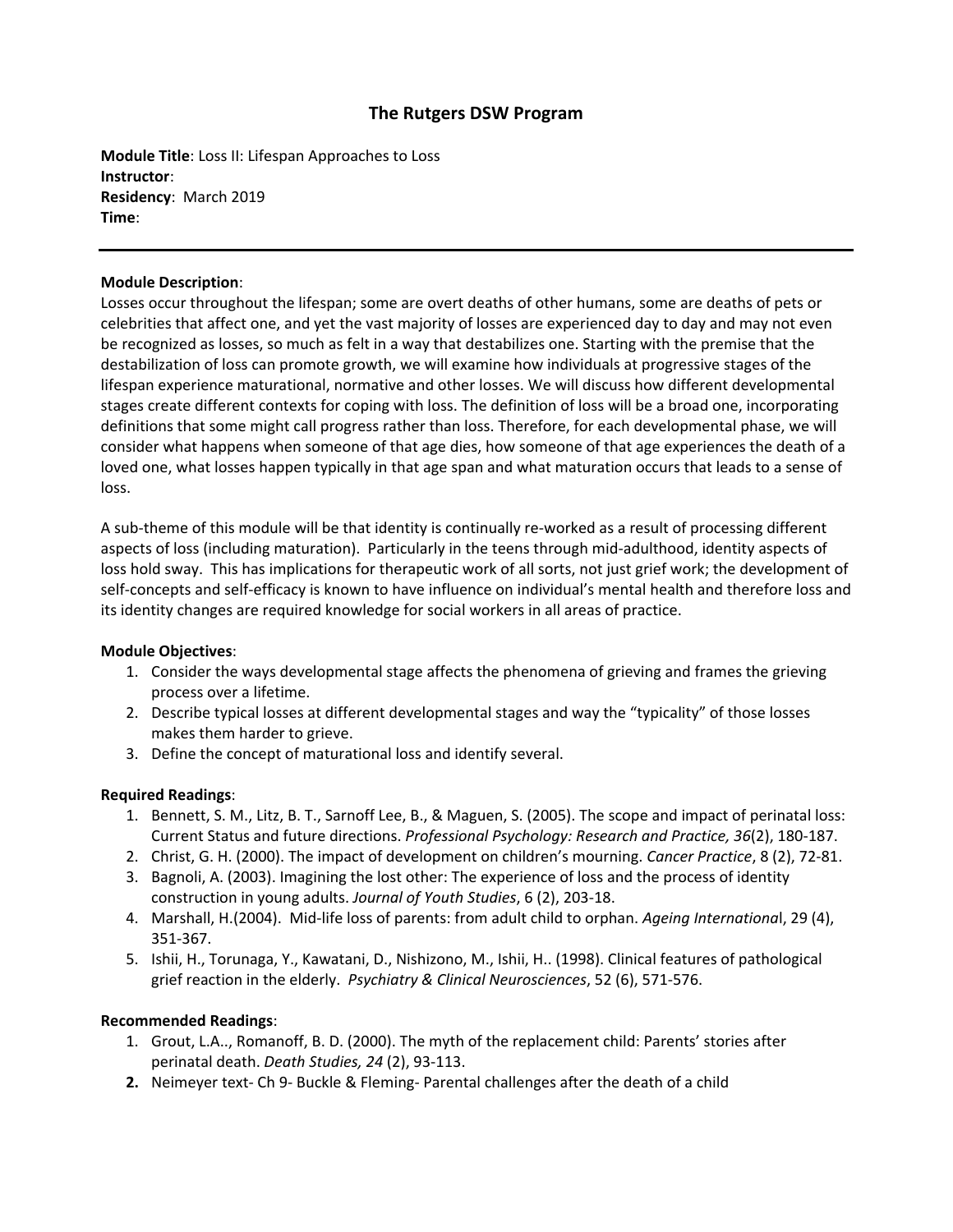# The Rutgers DSW Program

**Module Title**: Loss II: Lifespan Approaches to Loss
**Instructor**:
**Residency**: March 2019
**Time**:

---

**Module Description**:
Losses occur throughout the lifespan; some are overt deaths of other humans, some are deaths of pets or celebrities that affect one, and yet the vast majority of losses are experienced day to day and may not even be recognized as losses, so much as felt in a way that destabilizes one. Starting with the premise that the destabilization of loss can promote growth, we will examine how individuals at progressive stages of the lifespan experience maturational, normative and other losses. We will discuss how different developmental stages create different contexts for coping with loss. The definition of loss will be a broad one, incorporating definitions that some might call progress rather than loss. Therefore, for each developmental phase, we will consider what happens when someone of that age dies, how someone of that age experiences the death of a loved one, what losses happen typically in that age span and what maturation occurs that leads to a sense of loss.

A sub-theme of this module will be that identity is continually re-worked as a result of processing different aspects of loss (including maturation). Particularly in the teens through mid-adulthood, identity aspects of loss hold sway. This has implications for therapeutic work of all sorts, not just grief work; the development of self-concepts and self-efficacy is known to have influence on individual's mental health and therefore loss and its identity changes are required knowledge for social workers in all areas of practice.

**Module Objectives**:

1. Consider the ways developmental stage affects the phenomena of grieving and frames the grieving process over a lifetime.
2. Describe typical losses at different developmental stages and way the "typicality" of those losses makes them harder to grieve.
3. Define the concept of maturational loss and identify several.

**Required Readings**:

1. Bennett, S. M., Litz, B. T., Sarnoff Lee, B., & Maguen, S. (2005). The scope and impact of perinatal loss: Current Status and future directions. *Professional Psychology: Research and Practice, 36*(2), 180-187.
2. Christ, G. H. (2000). The impact of development on children's mourning. *Cancer Practice*, 8 (2), 72-81.
3. Bagnoli, A. (2003). Imagining the lost other: The experience of loss and the process of identity construction in young adults. *Journal of Youth Studies*, 6 (2), 203-18.
4. Marshall, H.(2004). Mid-life loss of parents: from adult child to orphan. *Ageing Internationa*l, 29 (4), 351-367.
5. Ishii, H., Torunaga, Y., Kawatani, D., Nishizono, M., Ishii, H.. (1998). Clinical features of pathological grief reaction in the elderly. *Psychiatry & Clinical Neurosciences*, 52 (6), 571-576.

**Recommended Readings**:

1. Grout, L.A.., Romanoff, B. D. (2000). The myth of the replacement child: Parents' stories after perinatal death. *Death Studies, 24* (2), 93-113.
2. Neimeyer text- Ch 9- Buckle & Fleming- Parental challenges after the death of a child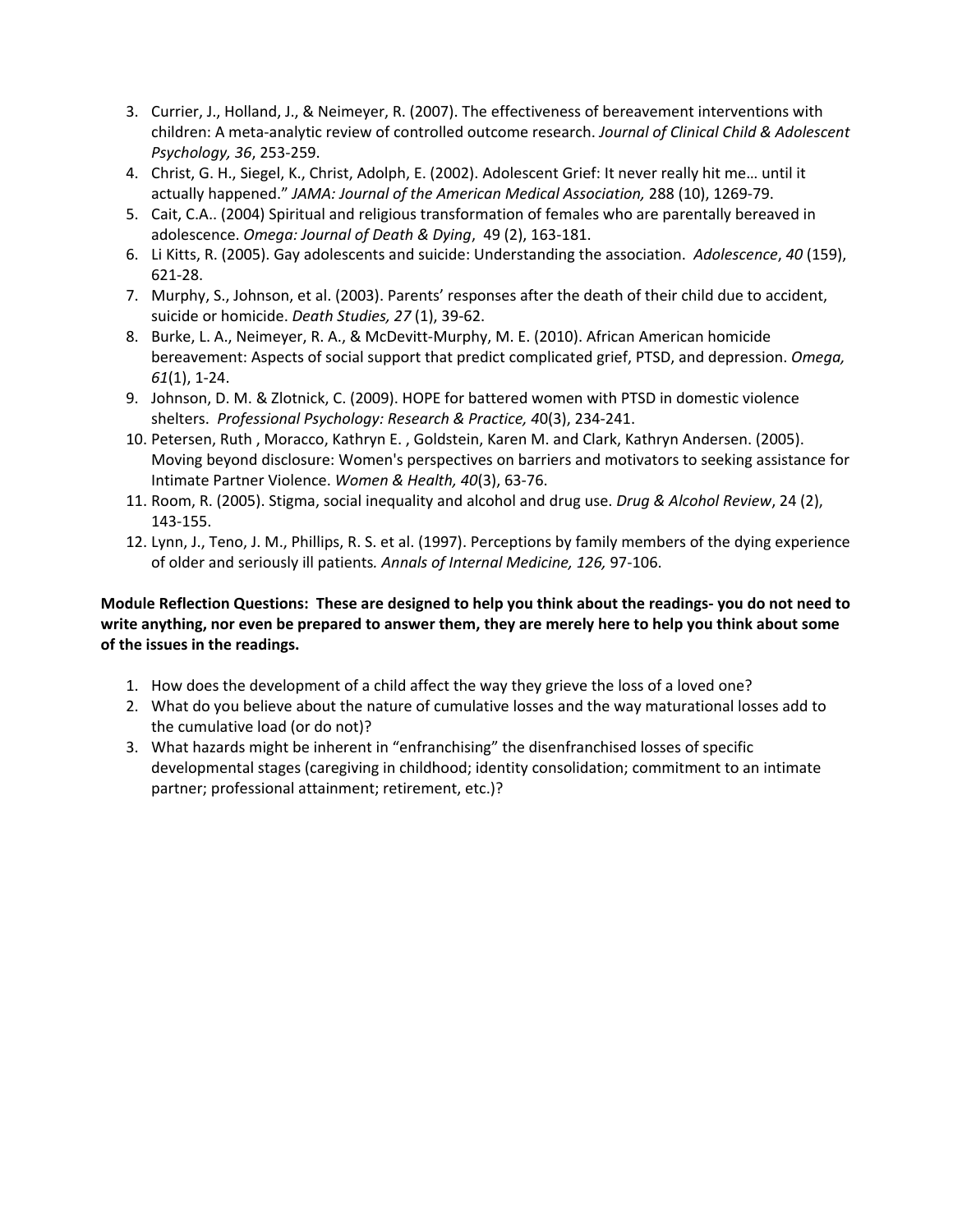3. Currier, J., Holland, J., & Neimeyer, R. (2007). The effectiveness of bereavement interventions with children: A meta-analytic review of controlled outcome research. *Journal of Clinical Child & Adolescent Psychology, 36*, 253-259.
4. Christ, G. H., Siegel, K., Christ, Adolph, E. (2002). Adolescent Grief: It never really hit me… until it actually happened." *JAMA: Journal of the American Medical Association,* 288 (10), 1269-79.
5. Cait, C.A.. (2004) Spiritual and religious transformation of females who are parentally bereaved in adolescence. *Omega: Journal of Death & Dying*, 49 (2), 163-181.
6. Li Kitts, R. (2005). Gay adolescents and suicide: Understanding the association. *Adolescence*, *40* (159), 621-28.
7. Murphy, S., Johnson, et al. (2003). Parents' responses after the death of their child due to accident, suicide or homicide. *Death Studies, 27* (1), 39-62.
8. Burke, L. A., Neimeyer, R. A., & McDevitt-Murphy, M. E. (2010). African American homicide bereavement: Aspects of social support that predict complicated grief, PTSD, and depression. *Omega, 61*(1), 1-24.
9. Johnson, D. M. & Zlotnick, C. (2009). HOPE for battered women with PTSD in domestic violence shelters. *Professional Psychology: Research & Practice, 4*0(3), 234-241.
10. Petersen, Ruth , Moracco, Kathryn E. , Goldstein, Karen M. and Clark, Kathryn Andersen. (2005). Moving beyond disclosure: Women's perspectives on barriers and motivators to seeking assistance for Intimate Partner Violence. *Women & Health, 40*(3), 63-76.
11. Room, R. (2005). Stigma, social inequality and alcohol and drug use. *Drug & Alcohol Review*, 24 (2), 143-155.
12. Lynn, J., Teno, J. M., Phillips, R. S. et al. (1997). Perceptions by family members of the dying experience of older and seriously ill patients*. Annals of Internal Medicine, 126,* 97-106.

**Module Reflection Questions: These are designed to help you think about the readings- you do not need to write anything, nor even be prepared to answer them, they are merely here to help you think about some of the issues in the readings.**

1. How does the development of a child affect the way they grieve the loss of a loved one?
2. What do you believe about the nature of cumulative losses and the way maturational losses add to the cumulative load (or do not)?
3. What hazards might be inherent in "enfranchising" the disenfranchised losses of specific developmental stages (caregiving in childhood; identity consolidation; commitment to an intimate partner; professional attainment; retirement, etc.)?